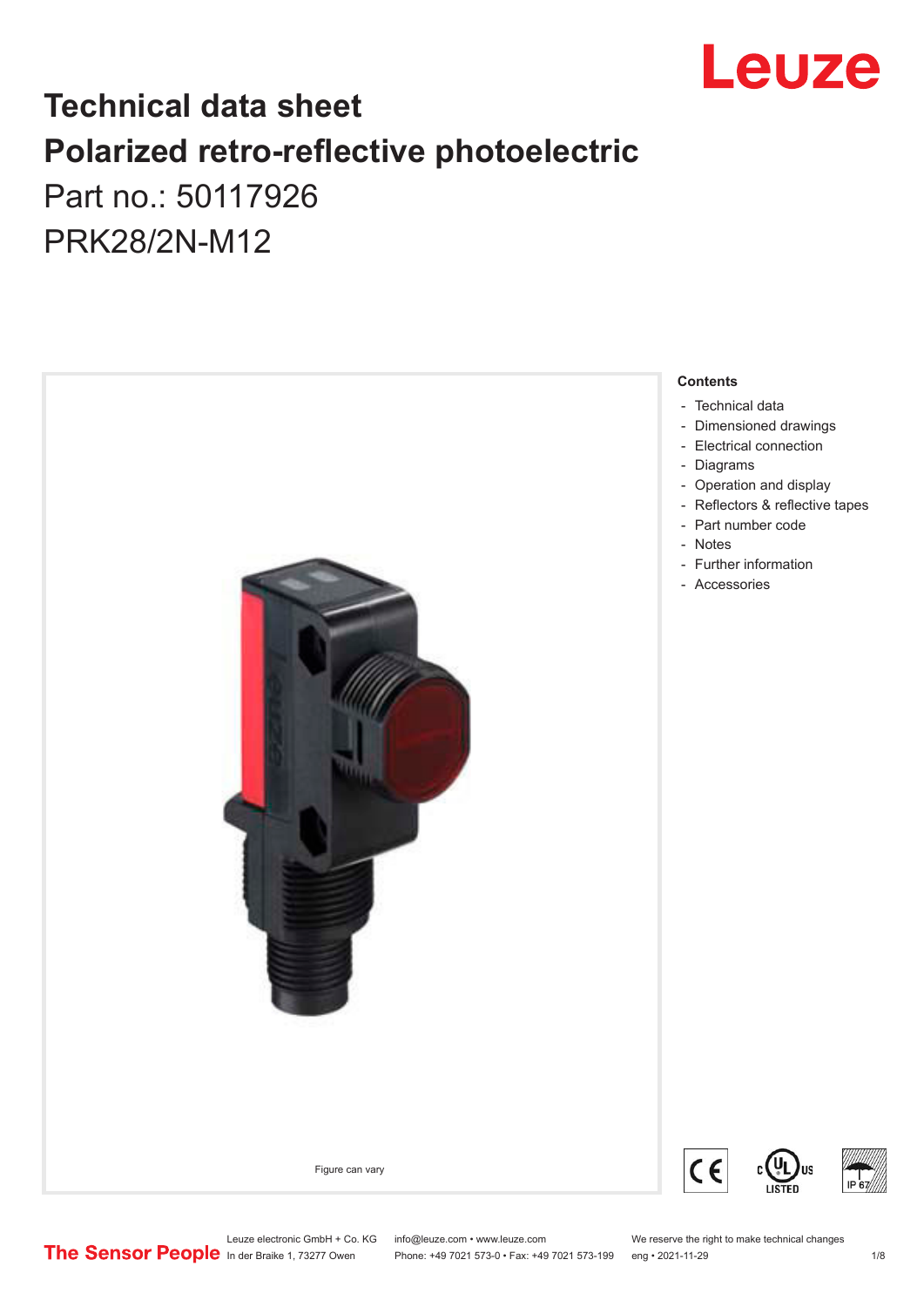# Technical data sheet
# Polarized retro-reflective photoelectric

Part no.: 50117926

PRK28/2N-M12

Figure can vary

**Contents**

- Technical data
- Dimensioned drawings
- Electrical connection
- Diagrams
- Operation and display
- Reflectors & reflective tapes
- Part number code
- Notes
- Further information
- Accessories

Leuze electronic GmbH + Co. KG
In der Braike 1, 73277 Owen

info@leuze.com • www.leuze.com
Phone: +49 7021 573-0 • Fax: +49 7021 573-199

We reserve the right to make technical changes
eng • 2021-11-29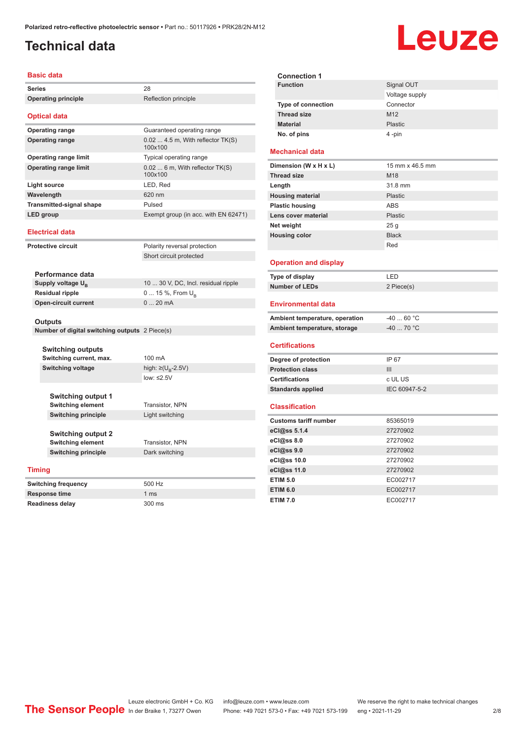# Technical data

## Basic data

| | |
|---|---|
| **Series** | 28 |
| **Operating principle** | Reflection principle |

## Optical data

| | |
|---|---|
| **Operating range** | Guaranteed operating range |
| **Operating range** | 0.02 ... 4.5 m, With reflector TK(S) 100x100 |
| **Operating range limit** | Typical operating range |
| **Operating range limit** | 0.02 ... 6 m, With reflector TK(S) 100x100 |
| **Light source** | LED, Red |
| **Wavelength** | 620 nm |
| **Transmitted-signal shape** | Pulsed |
| **LED group** | Exempt group (in acc. with EN 62471) |

## Electrical data

| | |
|---|---|
| **Protective circuit** | Polarity reversal protection |
| | Short circuit protected |

### Performance data

| | |
|---|---|
| **Supply voltage $U_B$** | 10 ... 30 V, DC, Incl. residual ripple |
| **Residual ripple** | 0 ... 15 %, From $U_B$ |
| **Open-circuit current** | 0 ... 20 mA |

### Outputs

| | |
|---|---|
| **Number of digital switching outputs** | 2 Piece(s) |

### Switching outputs

| | |
|---|---|
| **Switching current, max.** | 100 mA |
| **Switching voltage** | high: ≥($U_B$-2.5V) |
| | low: ≤2.5V |

### Switching output 1

| | |
|---|---|
| **Switching element** | Transistor, NPN |
| **Switching principle** | Light switching |

### Switching output 2

| | |
|---|---|
| **Switching element** | Transistor, NPN |
| **Switching principle** | Dark switching |

## Timing

| | |
|---|---|
| **Switching frequency** | 500 Hz |
| **Response time** | 1 ms |
| **Readiness delay** | 300 ms |

### Connection 1

| | |
|---|---|
| **Function** | Signal OUT |
| | Voltage supply |
| **Type of connection** | Connector |
| **Thread size** | M12 |
| **Material** | Plastic |
| **No. of pins** | 4 -pin |

## Mechanical data

| | |
|---|---|
| **Dimension (W x H x L)** | 15 mm x 46.5 mm |
| **Thread size** | M18 |
| **Length** | 31.8 mm |
| **Housing material** | Plastic |
| **Plastic housing** | ABS |
| **Lens cover material** | Plastic |
| **Net weight** | 25 g |
| **Housing color** | Black |
| | Red |

## Operation and display

| | |
|---|---|
| **Type of display** | LED |
| **Number of LEDs** | 2 Piece(s) |

## Environmental data

| | |
|---|---|
| **Ambient temperature, operation** | -40 ... 60 °C |
| **Ambient temperature, storage** | -40 ... 70 °C |

## Certifications

| | |
|---|---|
| **Degree of protection** | IP 67 |
| **Protection class** | III |
| **Certifications** | c UL US |
| **Standards applied** | IEC 60947-5-2 |

## Classification

| | |
|---|---|
| **Customs tariff number** | 85365019 |
| **eCl@ss 5.1.4** | 27270902 |
| **eCl@ss 8.0** | 27270902 |
| **eCl@ss 9.0** | 27270902 |
| **eCl@ss 10.0** | 27270902 |
| **eCl@ss 11.0** | 27270902 |
| **ETIM 5.0** | EC002717 |
| **ETIM 6.0** | EC002717 |
| **ETIM 7.0** | EC002717 |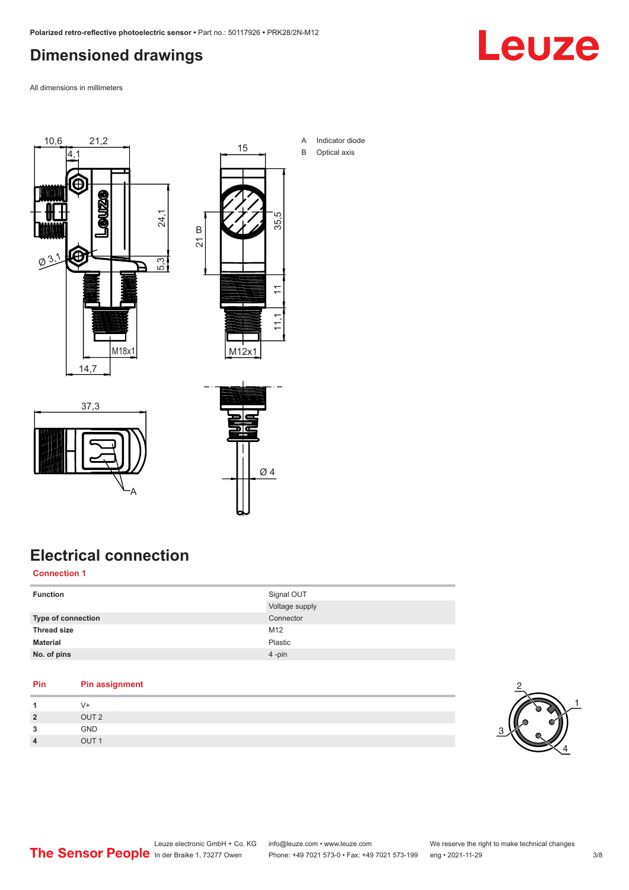# Dimensioned drawings

All dimensions in millimeters

A Indicator diode

B Optical axis

# Electrical connection

## Connection 1

| | |
|---|---|
| **Function** | Signal OUT |
| | Voltage supply |
| **Type of connection** | Connector |
| **Thread size** | M12 |
| **Material** | Plastic |
| **No. of pins** | 4 -pin |

| Pin | Pin assignment |
|---|---|
| **1** | V+ |
| **2** | OUT 2 |
| **3** | GND |
| **4** | OUT 1 |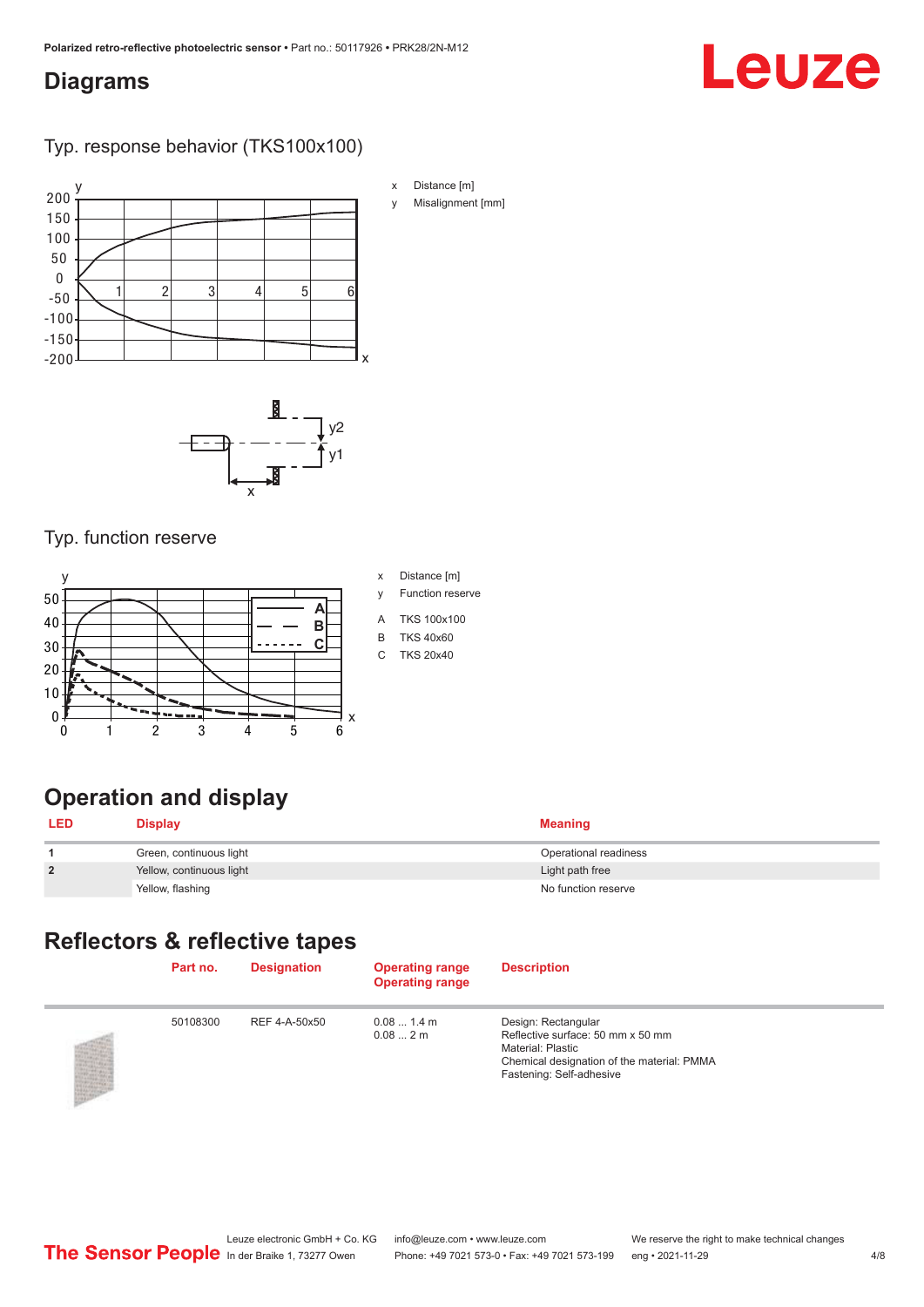## Diagrams

### Typ. response behavior (TKS100x100)

x Distance [m]

y Misalignment [mm]

### Typ. function reserve

x Distance [m]

y Function reserve

A TKS 100x100

B TKS 40x60

C TKS 20x40

## Operation and display

| LED | Display | Meaning |
|---|---|---|
| 1 | Green, continuous light | Operational readiness |
| 2 | Yellow, continuous light | Light path free |
| | Yellow, flashing | No function reserve |

## Reflectors & reflective tapes

| | Part no. | Designation | Operating range Operating range | Description |
|---|---|---|---|---|
| | 50108300 | REF 4-A-50x50 | 0.08 ... 1.4 m<br>0.08 ... 2 m | Design: Rectangular<br>Reflective surface: 50 mm x 50 mm<br>Material: Plastic<br>Chemical designation of the material: PMMA<br>Fastening: Self-adhesive |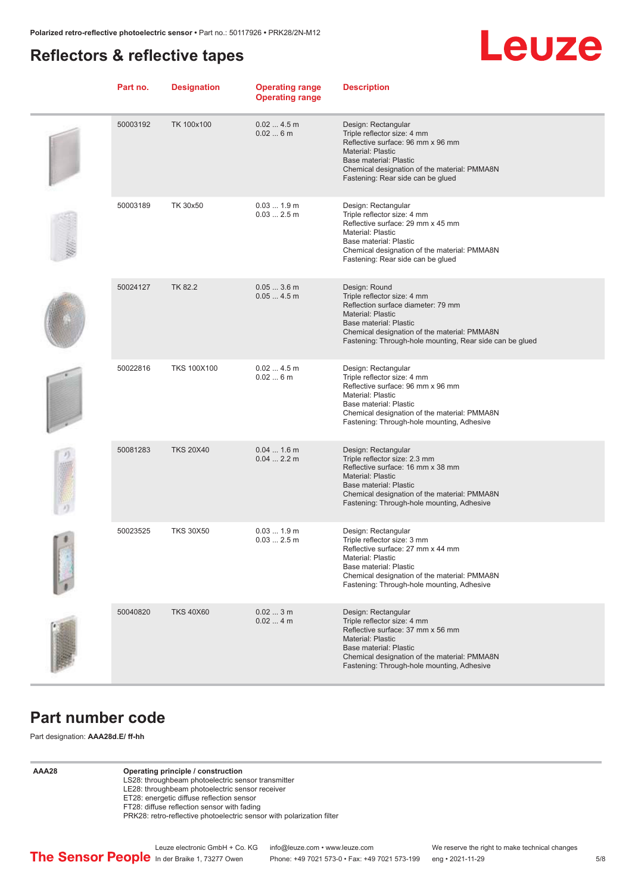## Reflectors & reflective tapes

| Part no. | Designation | Operating range<br>Operating range | Description |
|---|---|---|---|
| 50003192 | TK 100x100 | 0.02 ... 4.5 m<br>0.02 ... 6 m | Design: Rectangular<br>Triple reflector size: 4 mm<br>Reflective surface: 96 mm x 96 mm<br>Material: Plastic<br>Base material: Plastic<br>Chemical designation of the material: PMMA8N<br>Fastening: Rear side can be glued |
| 50003189 | TK 30x50 | 0.03 ... 1.9 m<br>0.03 ... 2.5 m | Design: Rectangular<br>Triple reflector size: 4 mm<br>Reflective surface: 29 mm x 45 mm<br>Material: Plastic<br>Base material: Plastic<br>Chemical designation of the material: PMMA8N<br>Fastening: Rear side can be glued |
| 50024127 | TK 82.2 | 0.05 ... 3.6 m<br>0.05 ... 4.5 m | Design: Round<br>Triple reflector size: 4 mm<br>Reflection surface diameter: 79 mm<br>Material: Plastic<br>Base material: Plastic<br>Chemical designation of the material: PMMA8N<br>Fastening: Through-hole mounting, Rear side can be glued |
| 50022816 | TKS 100X100 | 0.02 ... 4.5 m<br>0.02 ... 6 m | Design: Rectangular<br>Triple reflector size: 4 mm<br>Reflective surface: 96 mm x 96 mm<br>Material: Plastic<br>Base material: Plastic<br>Chemical designation of the material: PMMA8N<br>Fastening: Through-hole mounting, Adhesive |
| 50081283 | TKS 20X40 | 0.04 ... 1.6 m<br>0.04 ... 2.2 m | Design: Rectangular<br>Triple reflector size: 2.3 mm<br>Reflective surface: 16 mm x 38 mm<br>Material: Plastic<br>Base material: Plastic<br>Chemical designation of the material: PMMA8N<br>Fastening: Through-hole mounting, Adhesive |
| 50023525 | TKS 30X50 | 0.03 ... 1.9 m<br>0.03 ... 2.5 m | Design: Rectangular<br>Triple reflector size: 3 mm<br>Reflective surface: 27 mm x 44 mm<br>Material: Plastic<br>Base material: Plastic<br>Chemical designation of the material: PMMA8N<br>Fastening: Through-hole mounting, Adhesive |
| 50040820 | TKS 40X60 | 0.02 ... 3 m<br>0.02 ... 4 m | Design: Rectangular<br>Triple reflector size: 4 mm<br>Reflective surface: 37 mm x 56 mm<br>Material: Plastic<br>Base material: Plastic<br>Chemical designation of the material: PMMA8N<br>Fastening: Through-hole mounting, Adhesive |

## Part number code

Part designation: **AAA28d.E/ ff-hh**

| | |
|---|---|
| **AAA28** | **Operating principle / construction**<br>LS28: throughbeam photoelectric sensor transmitter<br>LE28: throughbeam photoelectric sensor receiver<br>ET28: energetic diffuse reflection sensor<br>FT28: diffuse reflection sensor with fading<br>PRK28: retro-reflective photoelectric sensor with polarization filter |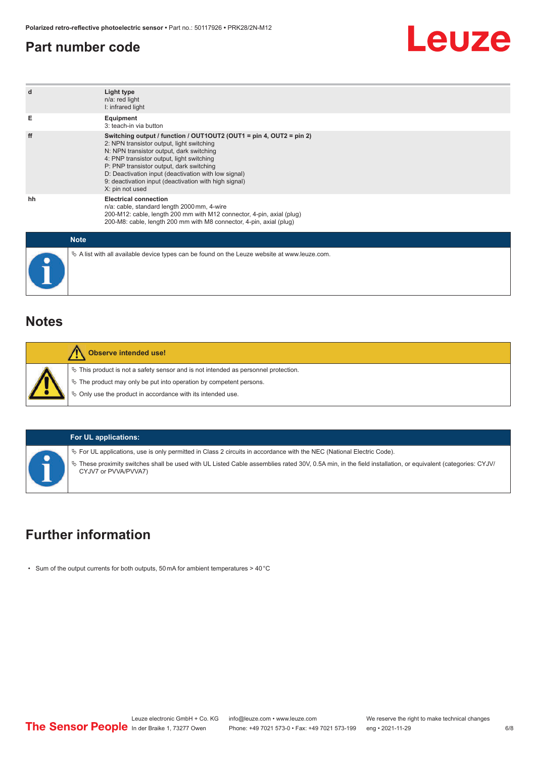## Part number code

| | |
|---|---|
| d | **Light type**<br>n/a: red light<br>I: infrared light |
| E | **Equipment**<br>3: teach-in via button |
| ff | **Switching output / function / OUT1OUT2 (OUT1 = pin 4, OUT2 = pin 2)**<br>2: NPN transistor output, light switching<br>N: NPN transistor output, dark switching<br>4: PNP transistor output, light switching<br>P: PNP transistor output, dark switching<br>D: Deactivation input (deactivation with low signal)<br>9: deactivation input (deactivation with high signal)<br>X: pin not used |
| hh | **Electrical connection**<br>n/a: cable, standard length 2000 mm, 4-wire<br>200-M12: cable, length 200 mm with M12 connector, 4-pin, axial (plug)<br>200-M8: cable, length 200 mm with M8 connector, 4-pin, axial (plug) |

**Note**

- A list with all available device types can be found on the Leuze website at www.leuze.com.

## Notes

**Observe intended use!**

- This product is not a safety sensor and is not intended as personnel protection.
- The product may only be put into operation by competent persons.
- Only use the product in accordance with its intended use.

**For UL applications:**

- For UL applications, use is only permitted in Class 2 circuits in accordance with the NEC (National Electric Code).
- These proximity switches shall be used with UL Listed Cable assemblies rated 30V, 0.5A min, in the field installation, or equivalent (categories: CYJV/CYJV7 or PVVA/PVVA7)

## Further information

- Sum of the output currents for both outputs, 50 mA for ambient temperatures > 40 °C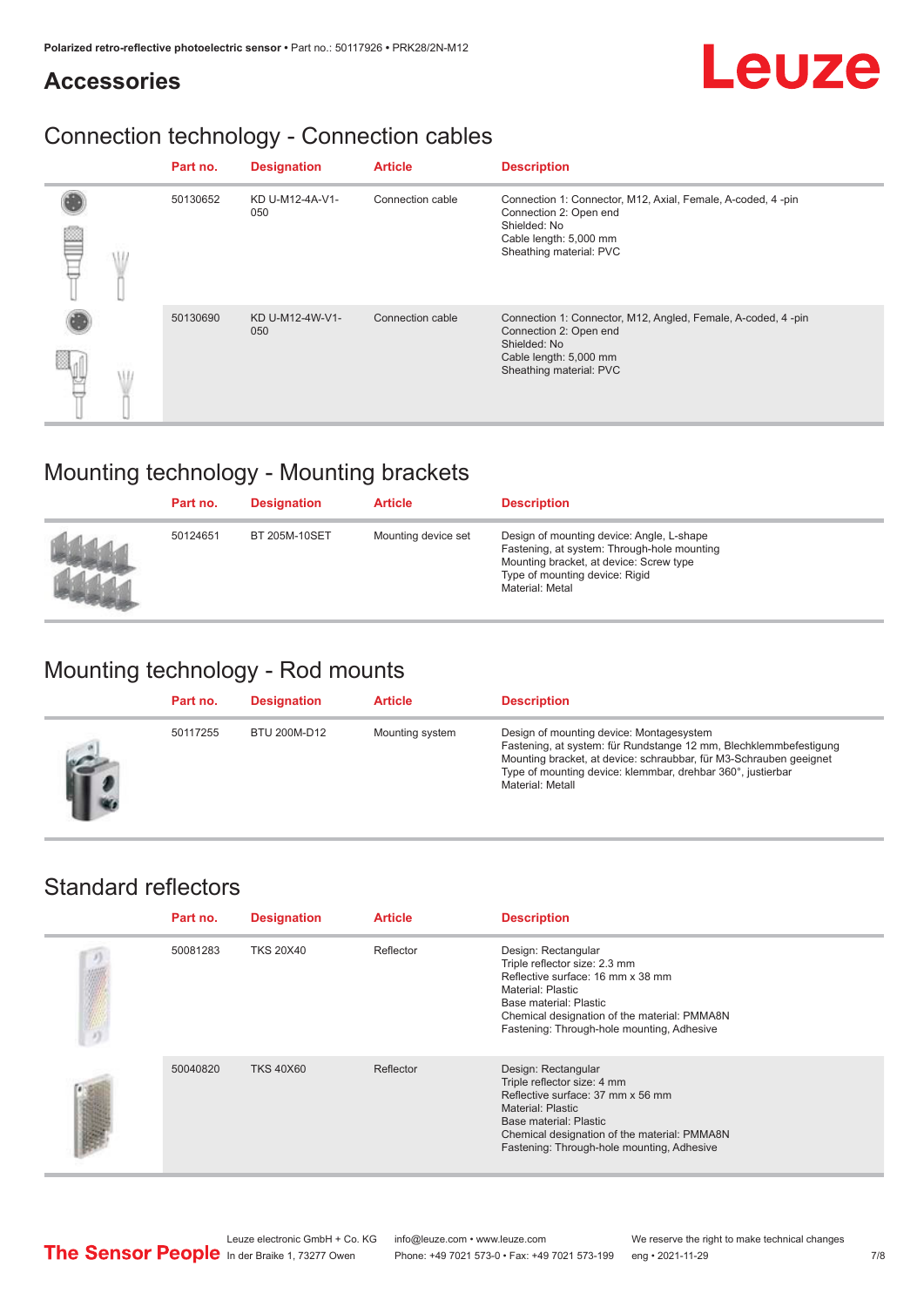# Accessories

## Connection technology - Connection cables

| Part no. | Designation | Article | Description |
|---|---|---|---|
| 50130652 | KD U-M12-4A-V1-050 | Connection cable | Connection 1: Connector, M12, Axial, Female, A-coded, 4 -pin<br>Connection 2: Open end<br>Shielded: No<br>Cable length: 5,000 mm<br>Sheathing material: PVC |
| 50130690 | KD U-M12-4W-V1-050 | Connection cable | Connection 1: Connector, M12, Angled, Female, A-coded, 4 -pin<br>Connection 2: Open end<br>Shielded: No<br>Cable length: 5,000 mm<br>Sheathing material: PVC |

## Mounting technology - Mounting brackets

| Part no. | Designation | Article | Description |
|---|---|---|---|
| 50124651 | BT 205M-10SET | Mounting device set | Design of mounting device: Angle, L-shape<br>Fastening, at system: Through-hole mounting<br>Mounting bracket, at device: Screw type<br>Type of mounting device: Rigid<br>Material: Metal |

## Mounting technology - Rod mounts

| Part no. | Designation | Article | Description |
|---|---|---|---|
| 50117255 | BTU 200M-D12 | Mounting system | Design of mounting device: Montagesystem<br>Fastening, at system: für Rundstange 12 mm, Blechklemmbefestigung<br>Mounting bracket, at device: schraubbar, für M3-Schrauben geeignet<br>Type of mounting device: klemmbar, drehbar 360°, justierbar<br>Material: Metall |

## Standard reflectors

| Part no. | Designation | Article | Description |
|---|---|---|---|
| 50081283 | TKS 20X40 | Reflector | Design: Rectangular<br>Triple reflector size: 2.3 mm<br>Reflective surface: 16 mm x 38 mm<br>Material: Plastic<br>Base material: Plastic<br>Chemical designation of the material: PMMA8N<br>Fastening: Through-hole mounting, Adhesive |
| 50040820 | TKS 40X60 | Reflector | Design: Rectangular<br>Triple reflector size: 4 mm<br>Reflective surface: 37 mm x 56 mm<br>Material: Plastic<br>Base material: Plastic<br>Chemical designation of the material: PMMA8N<br>Fastening: Through-hole mounting, Adhesive |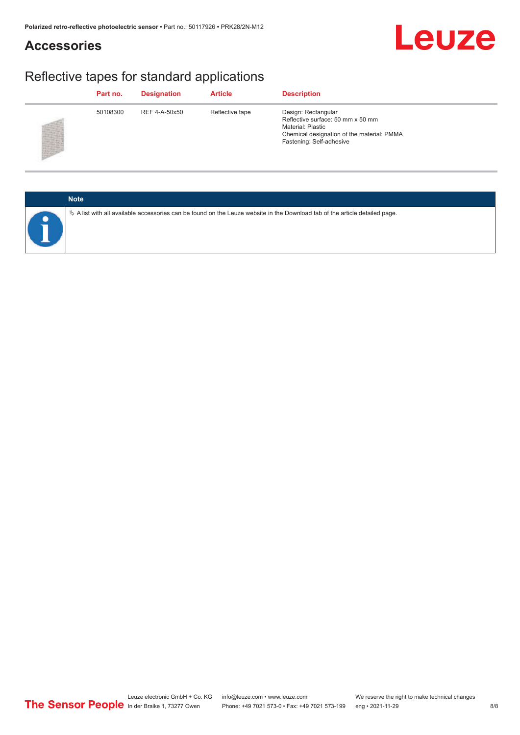## Accessories

# Reflective tapes for standard applications

| | Part no. | Designation | Article | Description |
|---|---|---|---|---|
| | 50108300 | REF 4-A-50x50 | Reflective tape | Design: Rectangular<br>Reflective surface: 50 mm x 50 mm<br>Material: Plastic<br>Chemical designation of the material: PMMA<br>Fastening: Self-adhesive |

**Note**

↻ A list with all available accessories can be found on the Leuze website in the Download tab of the article detailed page.